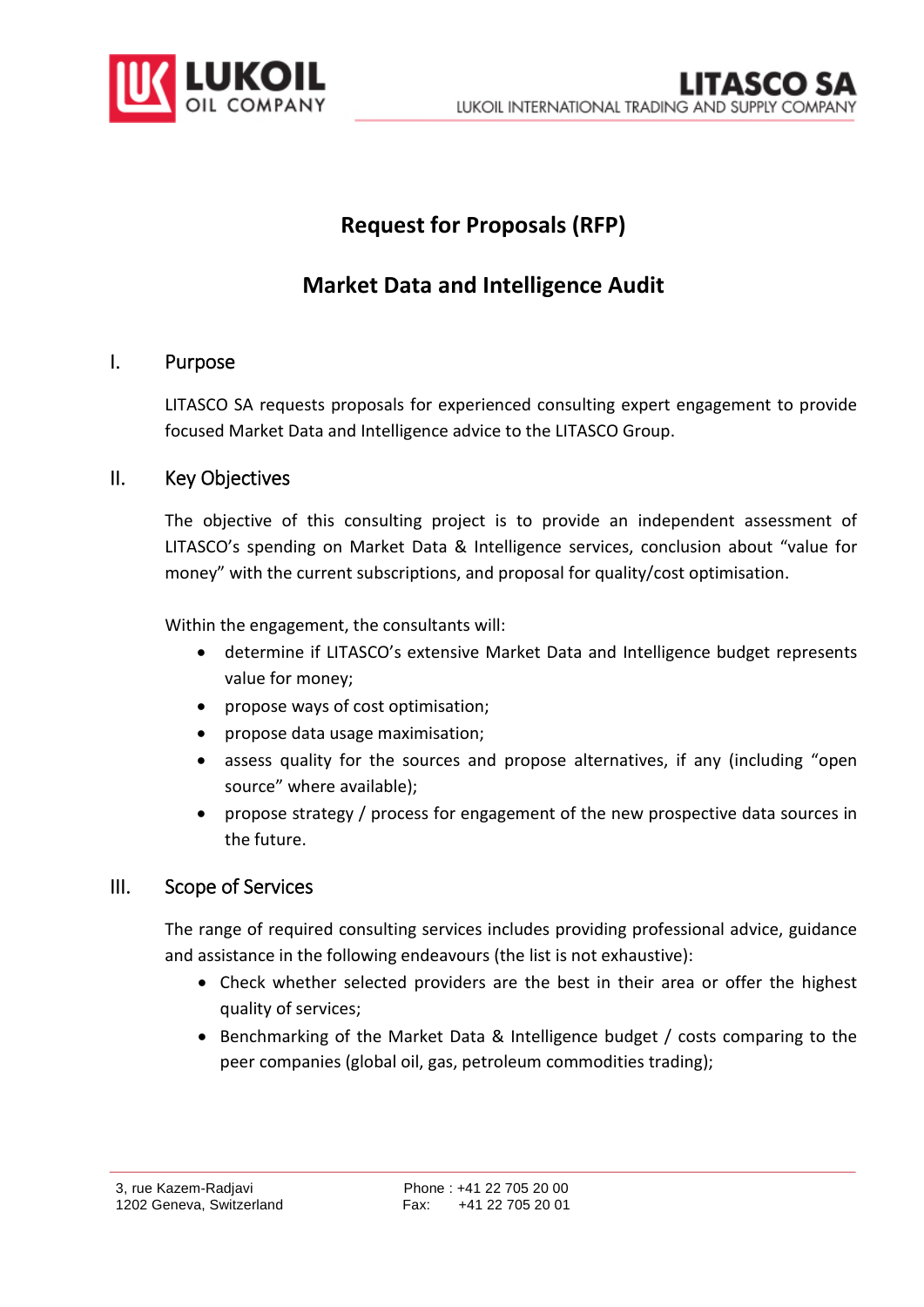# Request for Proposals (RFP)

# Market Data and Intelligence Audit

## I. Purpose

LITASCO SA requests proposals for experienced consulting expert engagement to provide focused Market Data and Intelligence advice to the LITASCO Group.

## II. Key Objectives

The objective of this consulting project is to provide an independent assessment of LITASCO's spending on Market Data & Intelligence services, conclusion about "value for money" with the current subscriptions, and proposal for quality/cost optimisation.

Within the engagement, the consultants will:

- determine if LITASCO's extensive Market Data and Intelligence budget represents value for money;
- propose ways of cost optimisation;
- propose data usage maximisation;
- assess quality for the sources and propose alternatives, if any (including "open source" where available);
- propose strategy / process for engagement of the new prospective data sources in the future.

## III. Scope of Services

The range of required consulting services includes providing professional advice, guidance and assistance in the following endeavours (the list is not exhaustive):

- Check whether selected providers are the best in their area or offer the highest quality of services;
- Benchmarking of the Market Data & Intelligence budget / costs comparing to the peer companies (global oil, gas, petroleum commodities trading);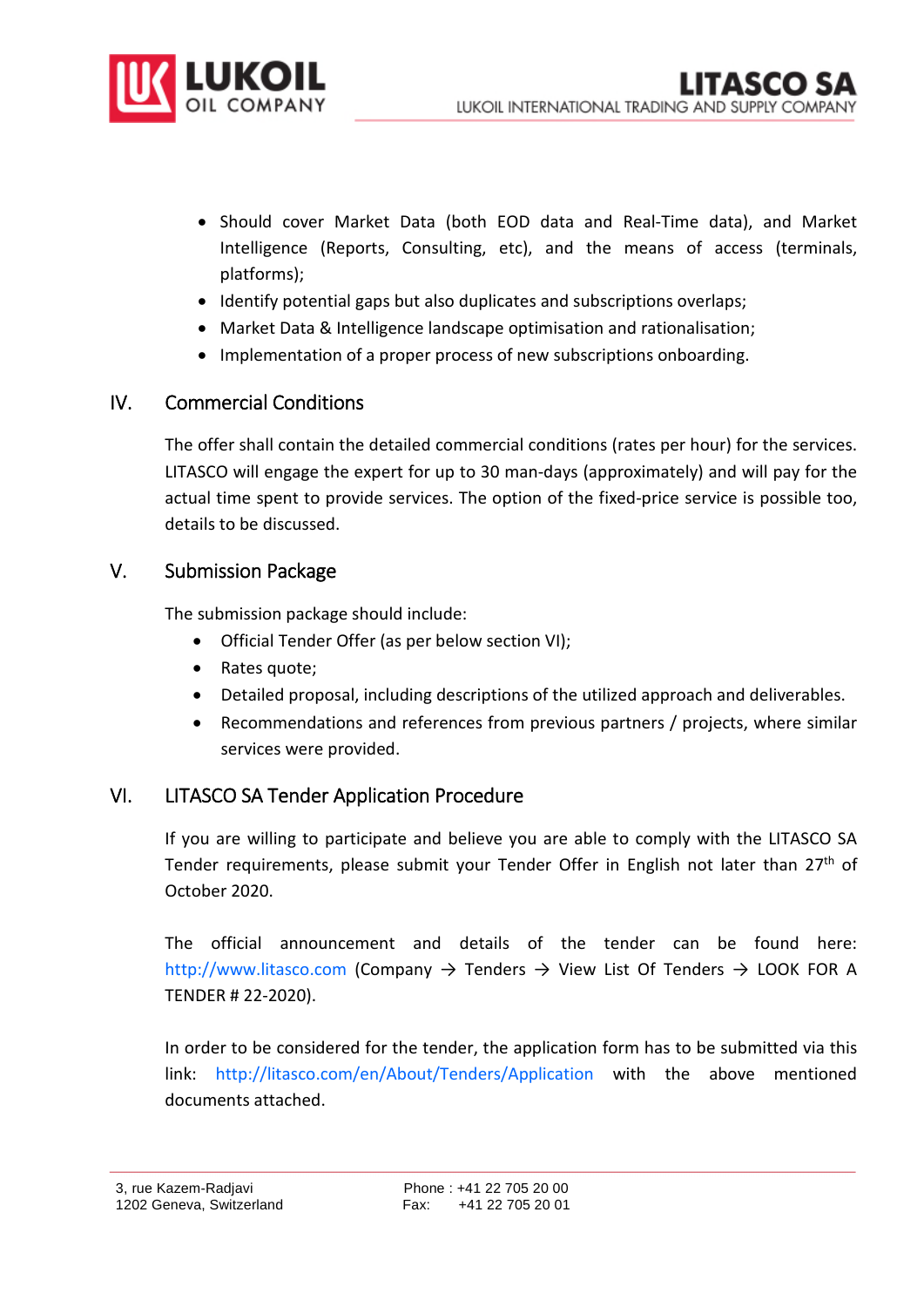- Should cover Market Data (both EOD data and Real-Time data), and Market Intelligence (Reports, Consulting, etc), and the means of access (terminals, platforms);
- Identify potential gaps but also duplicates and subscriptions overlaps;
- Market Data & Intelligence landscape optimisation and rationalisation;
- Implementation of a proper process of new subscriptions onboarding.

## IV. Commercial Conditions

The offer shall contain the detailed commercial conditions (rates per hour) for the services. LITASCO will engage the expert for up to 30 man-days (approximately) and will pay for the actual time spent to provide services. The option of the fixed-price service is possible too, details to be discussed.

## V. Submission Package

The submission package should include:

- Official Tender Offer (as per below section VI);
- Rates quote;
- Detailed proposal, including descriptions of the utilized approach and deliverables.
- Recommendations and references from previous partners / projects, where similar services were provided.

## VI. LITASCO SA Tender Application Procedure

If you are willing to participate and believe you are able to comply with the LITASCO SA Tender requirements, please submit your Tender Offer in English not later than 27th of October 2020.

The official announcement and details of the tender can be found here: http://www.litasco.com (Company → Tenders → View List Of Tenders → LOOK FOR A TENDER # 22-2020).

In order to be considered for the tender, the application form has to be submitted via this link: http://litasco.com/en/About/Tenders/Application with the above mentioned documents attached.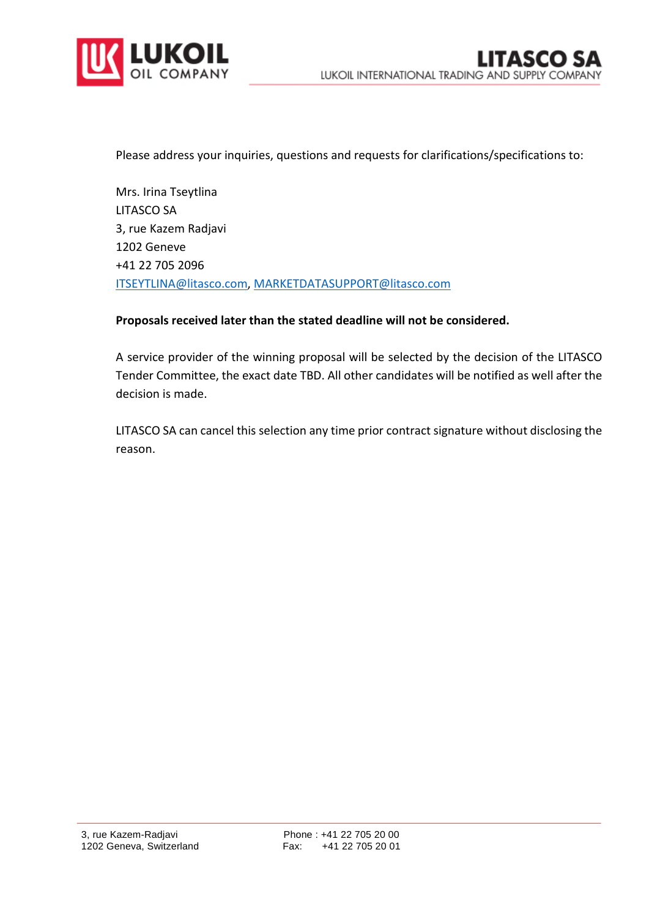Please address your inquiries, questions and requests for clarifications/specifications to:

Mrs. Irina Tseytlina
LITASCO SA
3, rue Kazem Radjavi
1202 Geneve
+41 22 705 2096
ITSEYTLINA@litasco.com, MARKETDATASUPPORT@litasco.com

**Proposals received later than the stated deadline will not be considered.**

A service provider of the winning proposal will be selected by the decision of the LITASCO Tender Committee, the exact date TBD. All other candidates will be notified as well after the decision is made.

LITASCO SA can cancel this selection any time prior contract signature without disclosing the reason.